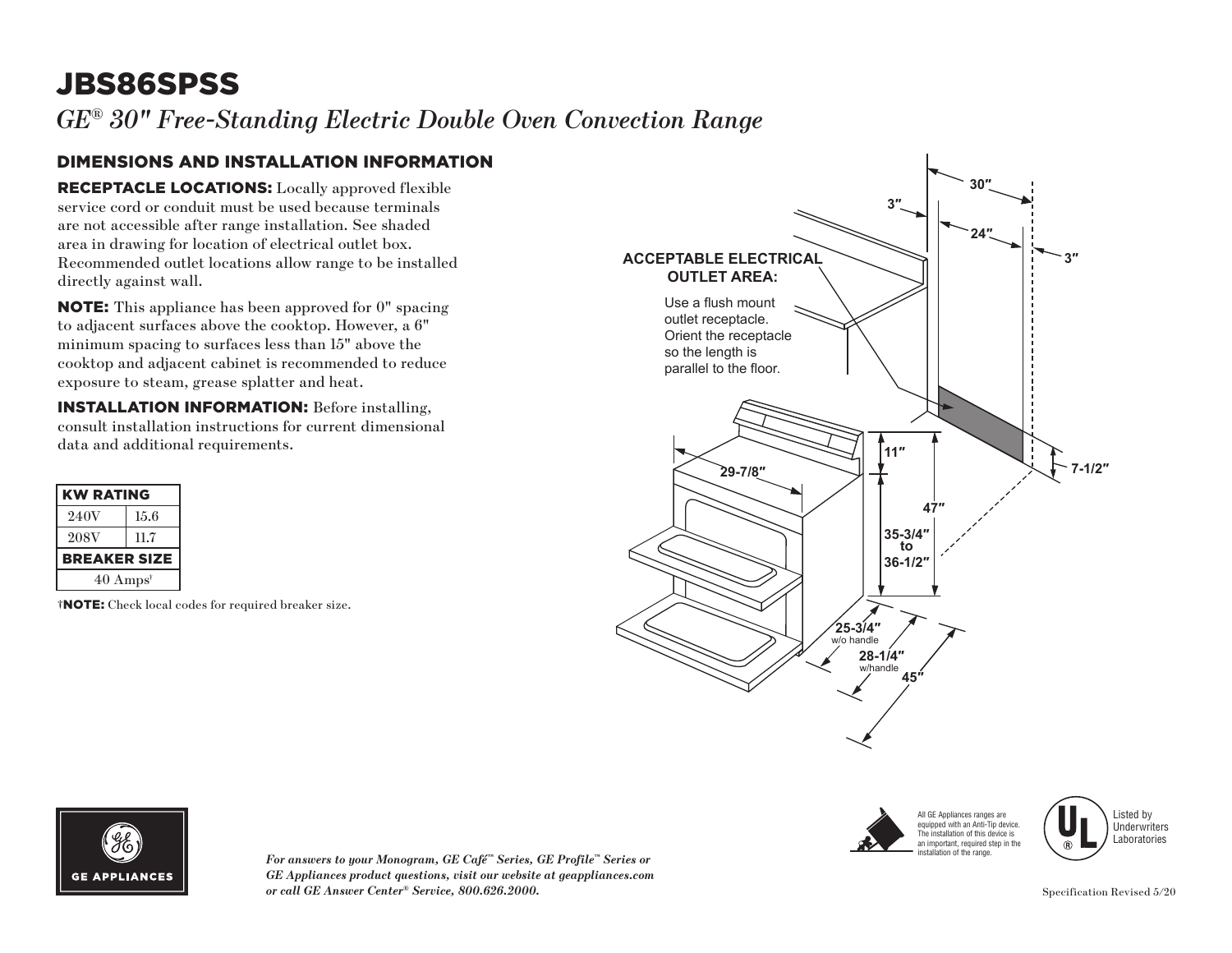# JBS86SPSS

*GE® 30" Free-Standing Electric Double Oven Convection Range*

## DIMENSIONS AND INSTALLATION INFORMATION

**RECEPTACLE LOCATIONS:** Locally approved flexible service cord or conduit must be used because terminals are not accessible after range installation. See shaded area in drawing for location of electrical outlet box. Recommended outlet locations allow range to be installed directly against wall.

**NOTE:** This appliance has been approved for 0" spacing to adjacent surfaces above the cooktop. However, a 6" minimum spacing to surfaces less than 15" above the cooktop and adjacent cabinet is recommended to reduce exposure to steam, grease splatter and heat.

**INSTALLATION INFORMATION:** Before installing, consult installation instructions for current dimensional data and additional requirements.

| KW RATING | |
|---|---|
| 240V | 15.6 |
| 208V | 11.7 |
| **BREAKER SIZE** | |
| 40 Amps† | |

†**NOTE:** Check local codes for required breaker size.

**ACCEPTABLE ELECTRICAL OUTLET AREA:**

Use a flush mount outlet receptacle. Orient the receptacle so the length is parallel to the floor.

30″ 3″ 24″ 3″ 7-1/2″ 11″ 47″ 29-7/8″ 35-3/4″ to 36-1/2″ 25-3/4″ w/o handle 28-1/4″ w/handle 45″

All GE Appliances ranges are equipped with an Anti-Tip device. The installation of this device is an important, required step in the installation of the range.

Listed by Underwriters Laboratories

*For answers to your Monogram, GE Café™ Series, GE Profile™ Series or GE Appliances product questions, visit our website at geappliances.com or call GE Answer Center® Service, 800.626.2000.*

Specification Revised 5/20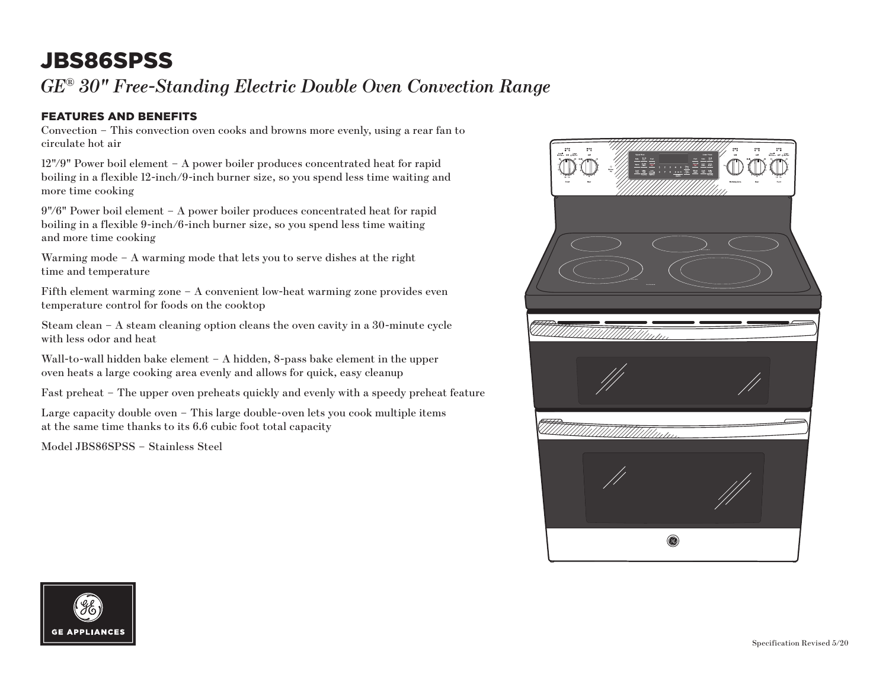# JBS86SPSS

## *GE® 30" Free-Standing Electric Double Oven Convection Range*

### FEATURES AND BENEFITS

Convection – This convection oven cooks and browns more evenly, using a rear fan to circulate hot air

12"/9" Power boil element – A power boiler produces concentrated heat for rapid boiling in a flexible 12-inch/9-inch burner size, so you spend less time waiting and more time cooking

9"/6" Power boil element – A power boiler produces concentrated heat for rapid boiling in a flexible 9-inch/6-inch burner size, so you spend less time waiting and more time cooking

Warming mode – A warming mode that lets you to serve dishes at the right time and temperature

Fifth element warming zone – A convenient low-heat warming zone provides even temperature control for foods on the cooktop

Steam clean – A steam cleaning option cleans the oven cavity in a 30-minute cycle with less odor and heat

Wall-to-wall hidden bake element – A hidden, 8-pass bake element in the upper oven heats a large cooking area evenly and allows for quick, easy cleanup

Fast preheat – The upper oven preheats quickly and evenly with a speedy preheat feature

Large capacity double oven – This large double-oven lets you cook multiple items at the same time thanks to its 6.6 cubic foot total capacity

Model JBS86SPSS – Stainless Steel

GE APPLIANCES

Specification Revised 5/20